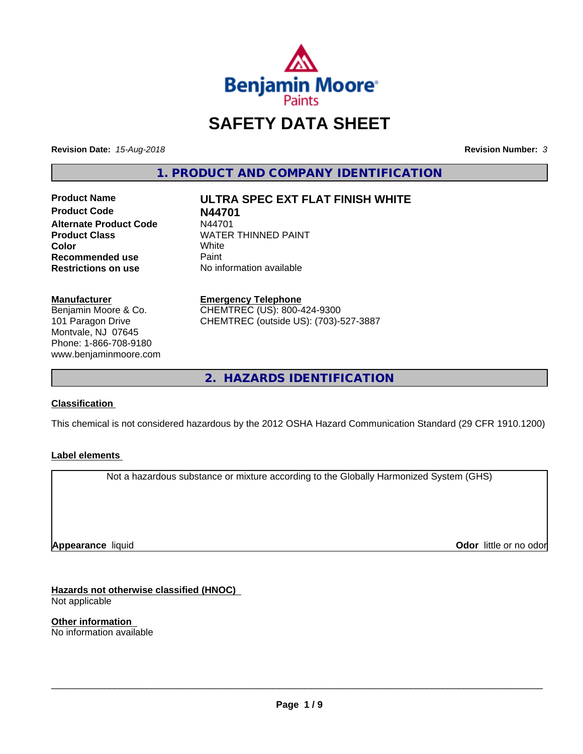Benjamin Moore Paints

# SAFETY DATA SHEET

**Revision Date:** *15-Aug-2018* **Revision Number:** *3*

## 1. PRODUCT AND COMPANY IDENTIFICATION

| | |
|---|---|
| **Product Name** | **ULTRA SPEC EXT FLAT FINISH WHITE** |
| **Product Code** | **N44701** |
| **Alternate Product Code** | N44701 |
| **Product Class** | WATER THINNED PAINT |
| **Color** | White |
| **Recommended use** | Paint |
| **Restrictions on use** | No information available |

**Manufacturer**
Benjamin Moore & Co.
101 Paragon Drive
Montvale, NJ 07645
Phone: 1-866-708-9180
www.benjaminmoore.com

**Emergency Telephone**
CHEMTREC (US): 800-424-9300
CHEMTREC (outside US): (703)-527-3887

## 2. HAZARDS IDENTIFICATION

**Classification**

This chemical is not considered hazardous by the 2012 OSHA Hazard Communication Standard (29 CFR 1910.1200)

**Label elements**

Not a hazardous substance or mixture according to the Globally Harmonized System (GHS)

**Appearance** liquid **Odor** little or no odor

**Hazards not otherwise classified (HNOC)**
Not applicable

**Other information**
No information available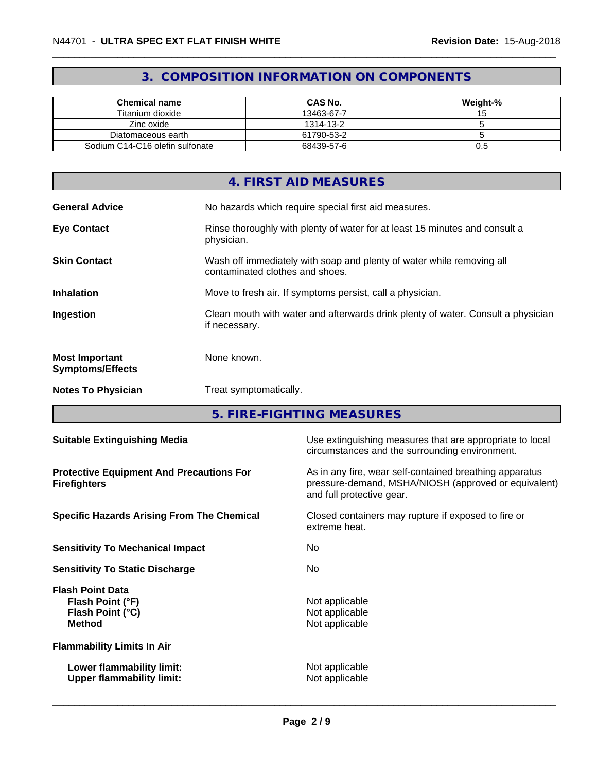## 3. COMPOSITION INFORMATION ON COMPONENTS

| Chemical name | CAS No. | Weight-% |
|---|---|---|
| Titanium dioxide | 13463-67-7 | 15 |
| Zinc oxide | 1314-13-2 | 5 |
| Diatomaceous earth | 61790-53-2 | 5 |
| Sodium C14-C16 olefin sulfonate | 68439-57-6 | 0.5 |

## 4. FIRST AID MEASURES

**General Advice**
No hazards which require special first aid measures.

**Eye Contact**
Rinse thoroughly with plenty of water for at least 15 minutes and consult a physician.

**Skin Contact**
Wash off immediately with soap and plenty of water while removing all contaminated clothes and shoes.

**Inhalation**
Move to fresh air. If symptoms persist, call a physician.

**Ingestion**
Clean mouth with water and afterwards drink plenty of water. Consult a physician if necessary.

**Most Important Symptoms/Effects**
None known.

**Notes To Physician**
Treat symptomatically.

## 5. FIRE-FIGHTING MEASURES

**Suitable Extinguishing Media**
Use extinguishing measures that are appropriate to local circumstances and the surrounding environment.

**Protective Equipment And Precautions For Firefighters**
As in any fire, wear self-contained breathing apparatus pressure-demand, MSHA/NIOSH (approved or equivalent) and full protective gear.

**Specific Hazards Arising From The Chemical**
Closed containers may rupture if exposed to fire or extreme heat.

**Sensitivity To Mechanical Impact**
No

**Sensitivity To Static Discharge**
No

**Flash Point Data**

- **Flash Point (°F)**: Not applicable
- **Flash Point (°C)**: Not applicable
- **Method**: Not applicable

**Flammability Limits In Air**

- **Lower flammability limit:** Not applicable
- **Upper flammability limit:** Not applicable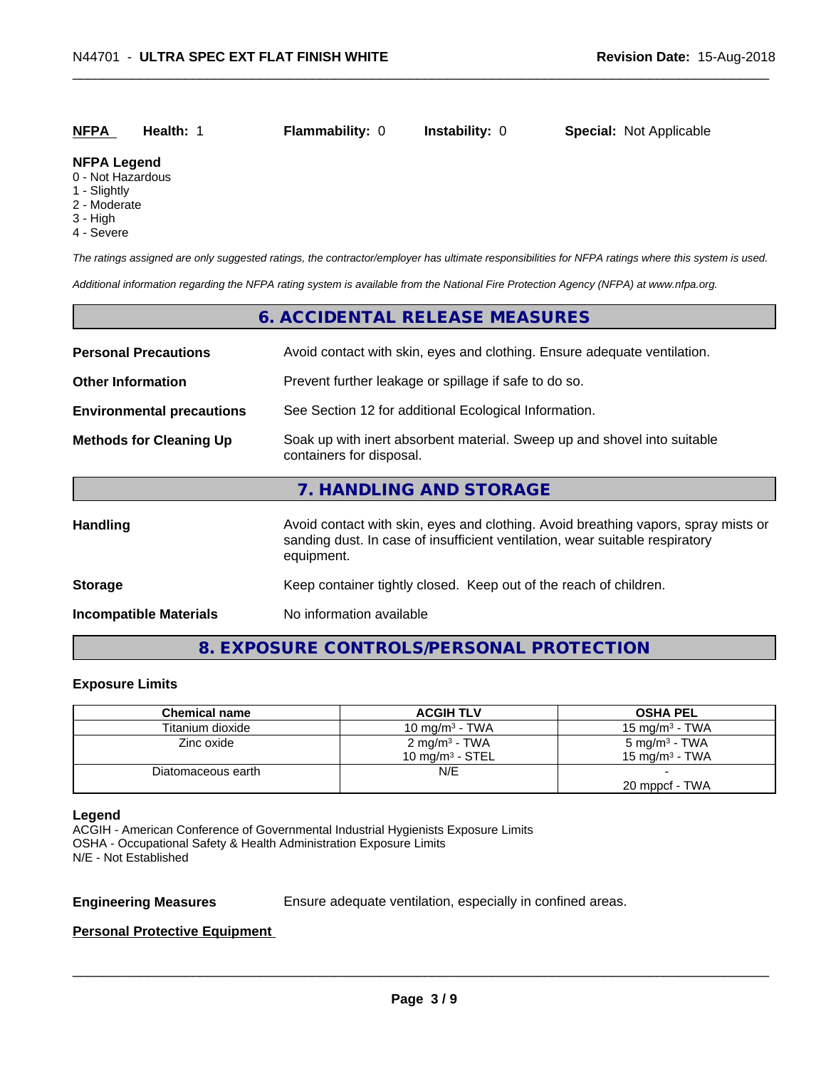| **NFPA** | **Health:** 1 | **Flammability:** 0 | **Instability:** 0 | **Special:** Not Applicable |
|---|---|---|---|---|

**NFPA Legend**
- 0 - Not Hazardous
- 1 - Slightly
- 2 - Moderate
- 3 - High
- 4 - Severe

*The ratings assigned are only suggested ratings, the contractor/employer has ultimate responsibilities for NFPA ratings where this system is used.*

*Additional information regarding the NFPA rating system is available from the National Fire Protection Agency (NFPA) at www.nfpa.org.*

## 6. ACCIDENTAL RELEASE MEASURES

**Personal Precautions** — Avoid contact with skin, eyes and clothing. Ensure adequate ventilation.

**Other Information** — Prevent further leakage or spillage if safe to do so.

**Environmental precautions** — See Section 12 for additional Ecological Information.

**Methods for Cleaning Up** — Soak up with inert absorbent material. Sweep up and shovel into suitable containers for disposal.

## 7. HANDLING AND STORAGE

**Handling** — Avoid contact with skin, eyes and clothing. Avoid breathing vapors, spray mists or sanding dust. In case of insufficient ventilation, wear suitable respiratory equipment.

**Storage** — Keep container tightly closed. Keep out of the reach of children.

**Incompatible Materials** — No information available

## 8. EXPOSURE CONTROLS/PERSONAL PROTECTION

### Exposure Limits

| Chemical name | ACGIH TLV | OSHA PEL |
|---|---|---|
| Titanium dioxide | 10 mg/m³ - TWA | 15 mg/m³ - TWA |
| Zinc oxide | 2 mg/m³ - TWA<br>10 mg/m³ - STEL | 5 mg/m³ - TWA<br>15 mg/m³ - TWA |
| Diatomaceous earth | N/E | -<br>20 mppcf - TWA |

**Legend**
ACGIH - American Conference of Governmental Industrial Hygienists Exposure Limits
OSHA - Occupational Safety & Health Administration Exposure Limits
N/E - Not Established

**Engineering Measures** — Ensure adequate ventilation, especially in confined areas.

**Personal Protective Equipment**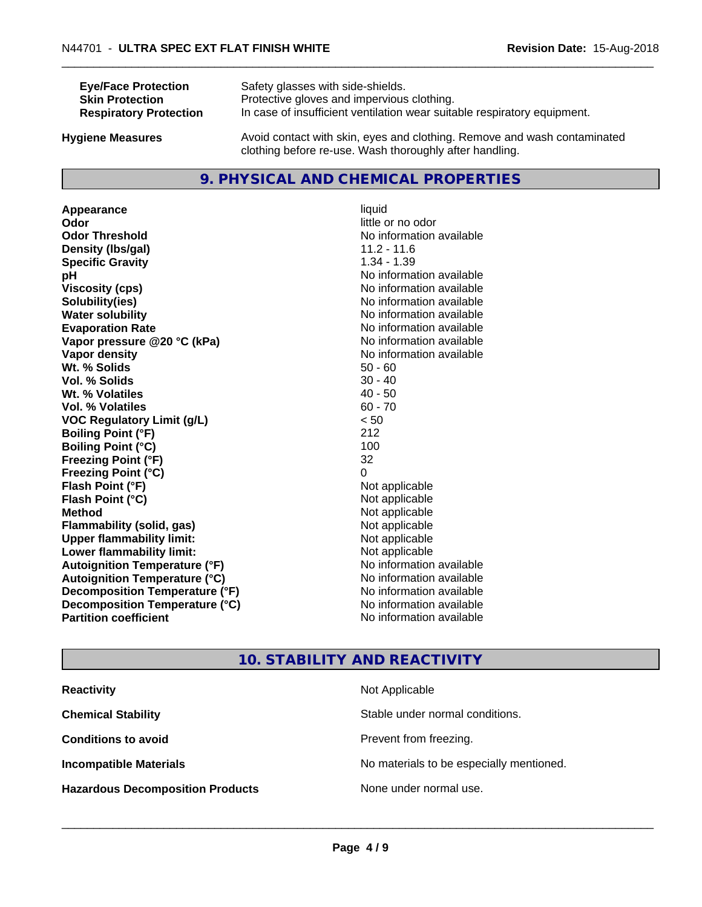| | |
|---|---|
| **Eye/Face Protection** | Safety glasses with side-shields. |
| **Skin Protection** | Protective gloves and impervious clothing. |
| **Respiratory Protection** | In case of insufficient ventilation wear suitable respiratory equipment. |

| | |
|---|---|
| **Hygiene Measures** | Avoid contact with skin, eyes and clothing. Remove and wash contaminated clothing before re-use. Wash thoroughly after handling. |

## 9. PHYSICAL AND CHEMICAL PROPERTIES

| | |
|---|---|
| **Appearance** | liquid |
| **Odor** | little or no odor |
| **Odor Threshold** | No information available |
| **Density (lbs/gal)** | 11.2 - 11.6 |
| **Specific Gravity** | 1.34 - 1.39 |
| **pH** | No information available |
| **Viscosity (cps)** | No information available |
| **Solubility(ies)** | No information available |
| **Water solubility** | No information available |
| **Evaporation Rate** | No information available |
| **Vapor pressure @20 °C (kPa)** | No information available |
| **Vapor density** | No information available |
| **Wt. % Solids** | 50 - 60 |
| **Vol. % Solids** | 30 - 40 |
| **Wt. % Volatiles** | 40 - 50 |
| **Vol. % Volatiles** | 60 - 70 |
| **VOC Regulatory Limit (g/L)** | < 50 |
| **Boiling Point (°F)** | 212 |
| **Boiling Point (°C)** | 100 |
| **Freezing Point (°F)** | 32 |
| **Freezing Point (°C)** | 0 |
| **Flash Point (°F)** | Not applicable |
| **Flash Point (°C)** | Not applicable |
| **Method** | Not applicable |
| **Flammability (solid, gas)** | Not applicable |
| **Upper flammability limit:** | Not applicable |
| **Lower flammability limit:** | Not applicable |
| **Autoignition Temperature (°F)** | No information available |
| **Autoignition Temperature (°C)** | No information available |
| **Decomposition Temperature (°F)** | No information available |
| **Decomposition Temperature (°C)** | No information available |
| **Partition coefficient** | No information available |

## 10. STABILITY AND REACTIVITY

| | |
|---|---|
| **Reactivity** | Not Applicable |
| **Chemical Stability** | Stable under normal conditions. |
| **Conditions to avoid** | Prevent from freezing. |
| **Incompatible Materials** | No materials to be especially mentioned. |
| **Hazardous Decomposition Products** | None under normal use. |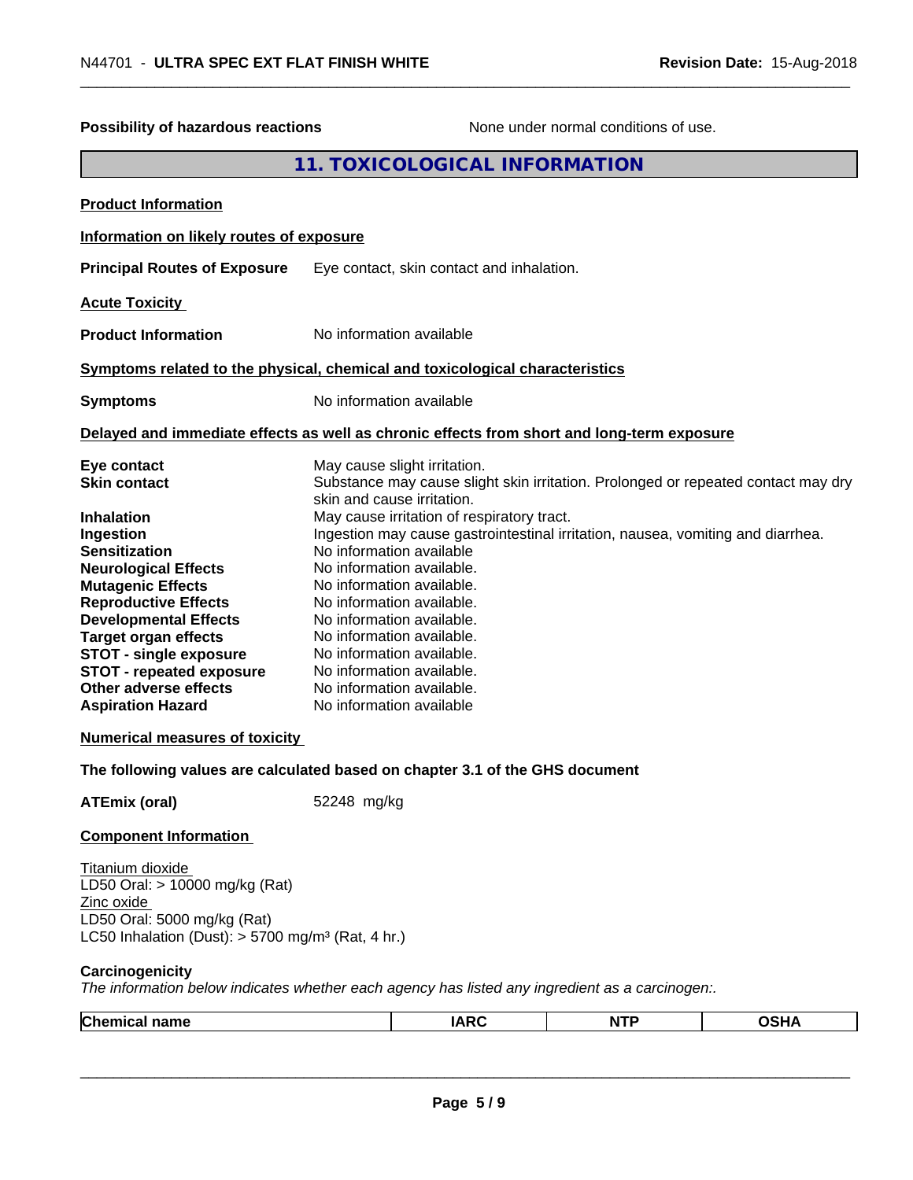**Possibility of hazardous reactions** None under normal conditions of use.

## 11. TOXICOLOGICAL INFORMATION

**Product Information**

**Information on likely routes of exposure**

**Principal Routes of Exposure** Eye contact, skin contact and inhalation.

**Acute Toxicity**

**Product Information** No information available

**Symptoms related to the physical, chemical and toxicological characteristics**

**Symptoms** No information available

**Delayed and immediate effects as well as chronic effects from short and long-term exposure**

| | |
|---|---|
| **Eye contact** | May cause slight irritation. |
| **Skin contact** | Substance may cause slight skin irritation. Prolonged or repeated contact may dry skin and cause irritation. |
| **Inhalation** | May cause irritation of respiratory tract. |
| **Ingestion** | Ingestion may cause gastrointestinal irritation, nausea, vomiting and diarrhea. |
| **Sensitization** | No information available |
| **Neurological Effects** | No information available. |
| **Mutagenic Effects** | No information available. |
| **Reproductive Effects** | No information available. |
| **Developmental Effects** | No information available. |
| **Target organ effects** | No information available. |
| **STOT - single exposure** | No information available. |
| **STOT - repeated exposure** | No information available. |
| **Other adverse effects** | No information available. |
| **Aspiration Hazard** | No information available |

**Numerical measures of toxicity**

**The following values are calculated based on chapter 3.1 of the GHS document**

**ATEmix (oral)** 52248 mg/kg

**Component Information**

Titanium dioxide
LD50 Oral: > 10000 mg/kg (Rat)
Zinc oxide
LD50 Oral: 5000 mg/kg (Rat)
LC50 Inhalation (Dust): > 5700 mg/m³ (Rat, 4 hr.)

**Carcinogenicity**

*The information below indicates whether each agency has listed any ingredient as a carcinogen:.*

| Chemical name | IARC | NTP | OSHA |
|---|---|---|---|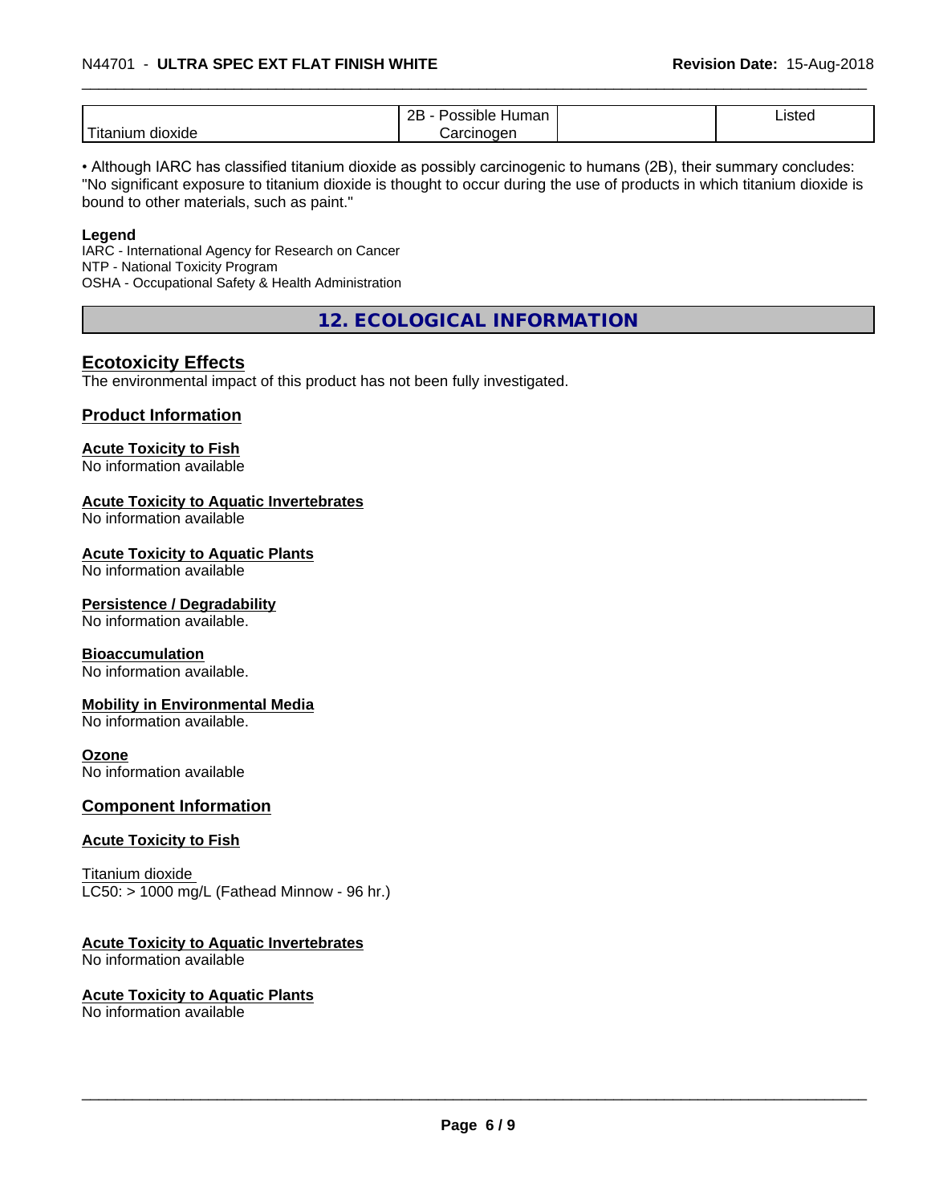| | | | |
|---|---|---|---|
| Titanium dioxide | 2B - Possible Human Carcinogen | | Listed |

• Although IARC has classified titanium dioxide as possibly carcinogenic to humans (2B), their summary concludes: "No significant exposure to titanium dioxide is thought to occur during the use of products in which titanium dioxide is bound to other materials, such as paint."

**Legend**
IARC - International Agency for Research on Cancer
NTP - National Toxicity Program
OSHA - Occupational Safety & Health Administration

## 12. ECOLOGICAL INFORMATION

### Ecotoxicity Effects
The environmental impact of this product has not been fully investigated.

### Product Information

**Acute Toxicity to Fish**
No information available

**Acute Toxicity to Aquatic Invertebrates**
No information available

**Acute Toxicity to Aquatic Plants**
No information available

**Persistence / Degradability**
No information available.

**Bioaccumulation**
No information available.

**Mobility in Environmental Media**
No information available.

**Ozone**
No information available

### Component Information

**Acute Toxicity to Fish**

Titanium dioxide
LC50: > 1000 mg/L (Fathead Minnow - 96 hr.)

**Acute Toxicity to Aquatic Invertebrates**
No information available

**Acute Toxicity to Aquatic Plants**
No information available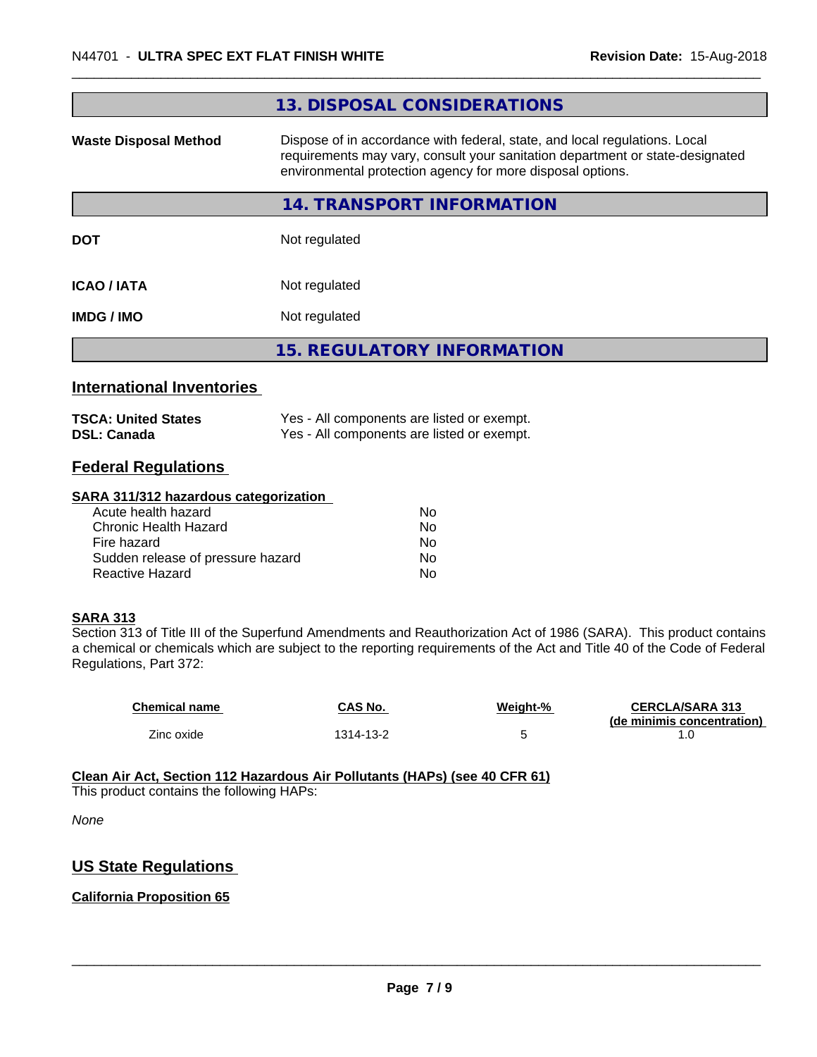## 13. DISPOSAL CONSIDERATIONS

**Waste Disposal Method** — Dispose of in accordance with federal, state, and local regulations. Local requirements may vary, consult your sanitation department or state-designated environmental protection agency for more disposal options.

## 14. TRANSPORT INFORMATION

**DOT** — Not regulated

**ICAO / IATA** — Not regulated

**IMDG / IMO** — Not regulated

## 15. REGULATORY INFORMATION

### International Inventories

**TSCA: United States** — Yes - All components are listed or exempt.
**DSL: Canada** — Yes - All components are listed or exempt.

### Federal Regulations

**SARA 311/312 hazardous categorization**

| | |
|---|---|
| Acute health hazard | No |
| Chronic Health Hazard | No |
| Fire hazard | No |
| Sudden release of pressure hazard | No |
| Reactive Hazard | No |

**SARA 313**

Section 313 of Title III of the Superfund Amendments and Reauthorization Act of 1986 (SARA). This product contains a chemical or chemicals which are subject to the reporting requirements of the Act and Title 40 of the Code of Federal Regulations, Part 372:

| Chemical name | CAS No. | Weight-% | CERCLA/SARA 313 (de minimis concentration) |
|---|---|---|---|
| Zinc oxide | 1314-13-2 | 5 | 1.0 |

**Clean Air Act, Section 112 Hazardous Air Pollutants (HAPs) (see 40 CFR 61)**

This product contains the following HAPs:

*None*

### US State Regulations

**California Proposition 65**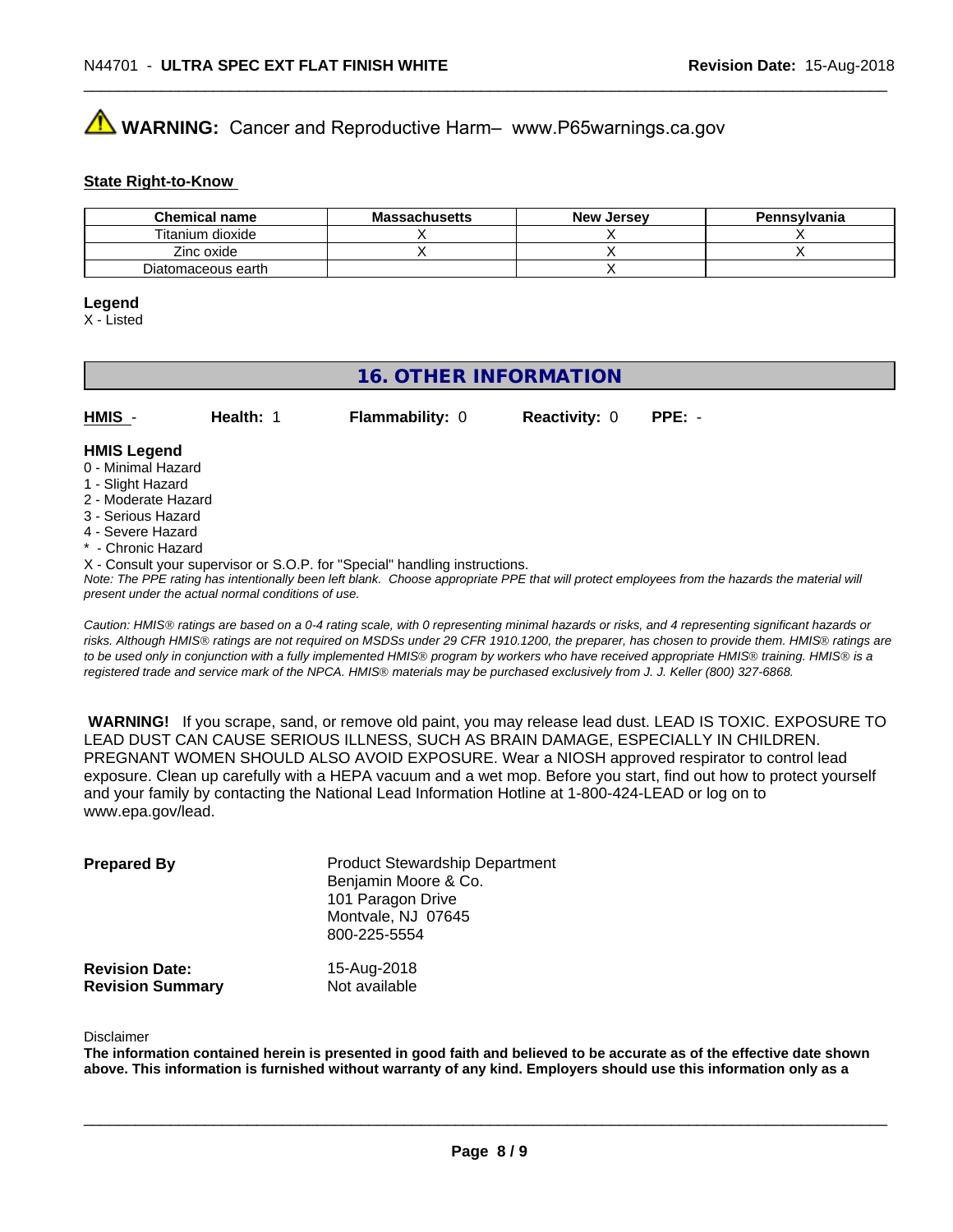**⚠ WARNING:** Cancer and Reproductive Harm– www.P65warnings.ca.gov

**State Right-to-Know**

| Chemical name | Massachusetts | New Jersey | Pennsylvania |
|---|---|---|---|
| Titanium dioxide | X | X | X |
| Zinc oxide | X | X | X |
| Diatomaceous earth | | X | |

**Legend**

X - Listed

## 16. OTHER INFORMATION

**HMIS** - **Health:** 1 **Flammability:** 0 **Reactivity:** 0 **PPE:** -

**HMIS Legend**

0 - Minimal Hazard
1 - Slight Hazard
2 - Moderate Hazard
3 - Serious Hazard
4 - Severe Hazard
* - Chronic Hazard
X - Consult your supervisor or S.O.P. for "Special" handling instructions.

*Note: The PPE rating has intentionally been left blank. Choose appropriate PPE that will protect employees from the hazards the material will present under the actual normal conditions of use.*

*Caution: HMIS® ratings are based on a 0-4 rating scale, with 0 representing minimal hazards or risks, and 4 representing significant hazards or risks. Although HMIS® ratings are not required on MSDSs under 29 CFR 1910.1200, the preparer, has chosen to provide them. HMIS® ratings are to be used only in conjunction with a fully implemented HMIS® program by workers who have received appropriate HMIS® training. HMIS® is a registered trade and service mark of the NPCA. HMIS® materials may be purchased exclusively from J. J. Keller (800) 327-6868.*

**WARNING!** If you scrape, sand, or remove old paint, you may release lead dust. LEAD IS TOXIC. EXPOSURE TO LEAD DUST CAN CAUSE SERIOUS ILLNESS, SUCH AS BRAIN DAMAGE, ESPECIALLY IN CHILDREN. PREGNANT WOMEN SHOULD ALSO AVOID EXPOSURE. Wear a NIOSH approved respirator to control lead exposure. Clean up carefully with a HEPA vacuum and a wet mop. Before you start, find out how to protect yourself and your family by contacting the National Lead Information Hotline at 1-800-424-LEAD or log on to www.epa.gov/lead.

**Prepared By**
Product Stewardship Department
Benjamin Moore & Co.
101 Paragon Drive
Montvale, NJ 07645
800-225-5554

**Revision Date:** 15-Aug-2018
**Revision Summary** Not available

Disclaimer

**The information contained herein is presented in good faith and believed to be accurate as of the effective date shown above. This information is furnished without warranty of any kind. Employers should use this information only as a**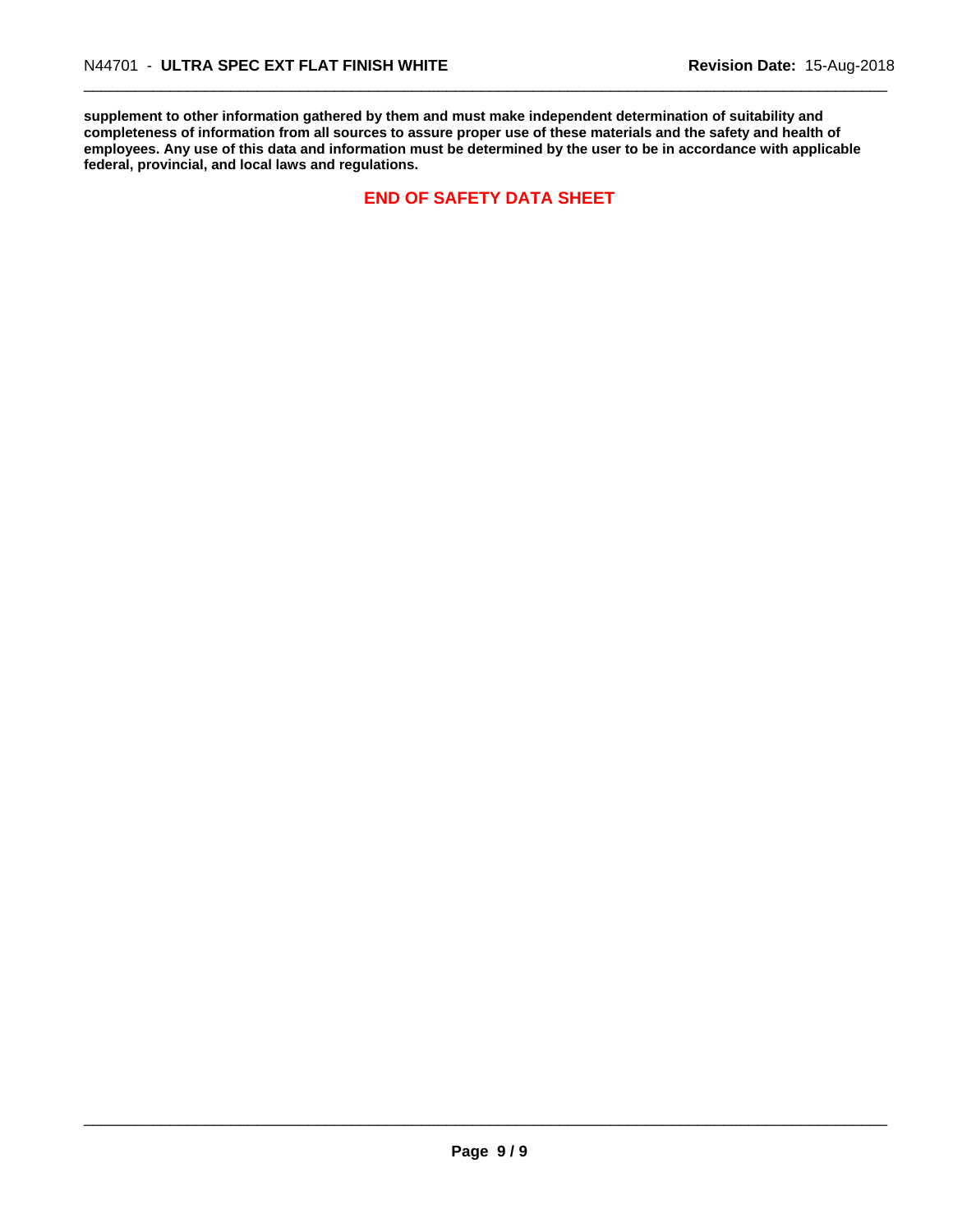**supplement to other information gathered by them and must make independent determination of suitability and completeness of information from all sources to assure proper use of these materials and the safety and health of employees. Any use of this data and information must be determined by the user to be in accordance with applicable federal, provincial, and local laws and regulations.**

**END OF SAFETY DATA SHEET**